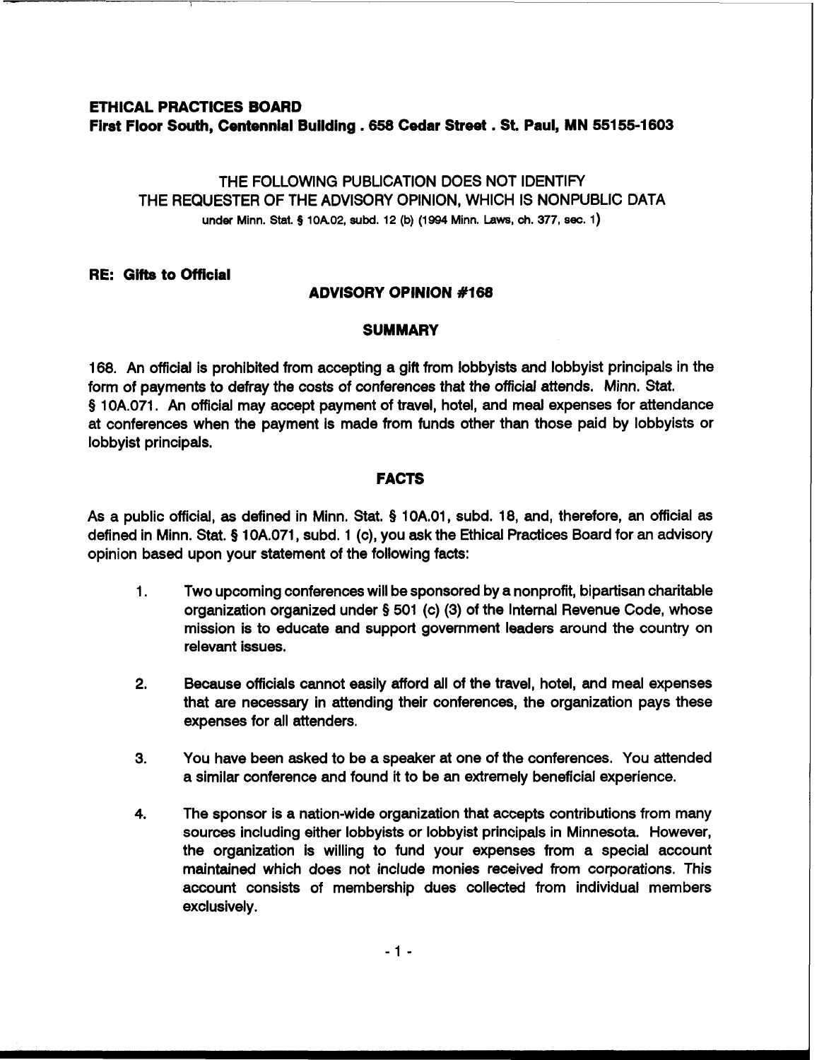**ETHICAL PRACTICES BOARD**
**First Floor South, Centennial Building . 658 Cedar Street . St. Paul, MN 55155-1603**

THE FOLLOWING PUBLICATION DOES NOT IDENTIFY
THE REQUESTER OF THE ADVISORY OPINION, WHICH IS NONPUBLIC DATA
under Minn. Stat. § 10A.02, subd. 12 (b) (1994 Minn. Laws, ch. 377, sec. 1)

**RE: Gifts to Official**

## ADVISORY OPINION #168

### SUMMARY

168. An official is prohibited from accepting a gift from lobbyists and lobbyist principals in the form of payments to defray the costs of conferences that the official attends. Minn. Stat. § 10A.071. An official may accept payment of travel, hotel, and meal expenses for attendance at conferences when the payment is made from funds other than those paid by lobbyists or lobbyist principals.

### FACTS

As a public official, as defined in Minn. Stat. § 10A.01, subd. 18, and, therefore, an official as defined in Minn. Stat. § 10A.071, subd. 1 (c), you ask the Ethical Practices Board for an advisory opinion based upon your statement of the following facts:

1. Two upcoming conferences will be sponsored by a nonprofit, bipartisan charitable organization organized under § 501 (c) (3) of the Internal Revenue Code, whose mission is to educate and support government leaders around the country on relevant issues.

2. Because officials cannot easily afford all of the travel, hotel, and meal expenses that are necessary in attending their conferences, the organization pays these expenses for all attenders.

3. You have been asked to be a speaker at one of the conferences. You attended a similar conference and found it to be an extremely beneficial experience.

4. The sponsor is a nation-wide organization that accepts contributions from many sources including either lobbyists or lobbyist principals in Minnesota. However, the organization is willing to fund your expenses from a special account maintained which does not include monies received from corporations. This account consists of membership dues collected from individual members exclusively.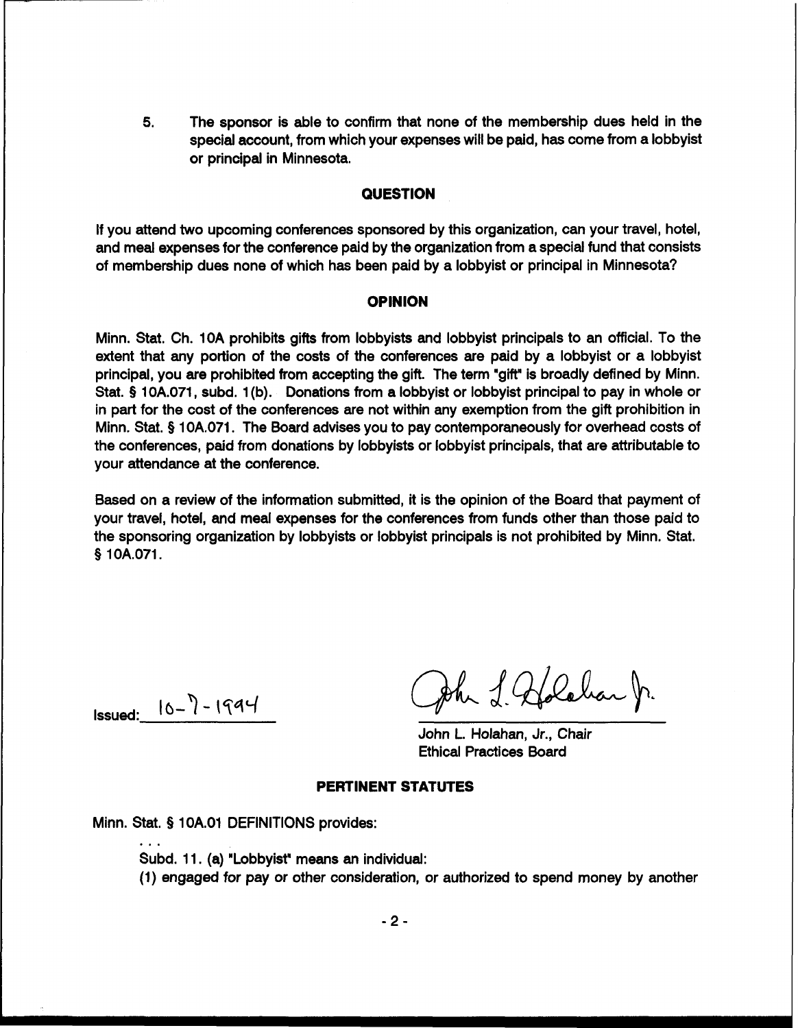5. The sponsor is able to confirm that none of the membership dues held in the special account, from which your expenses will be paid, has come from a lobbyist or principal in Minnesota.

## QUESTION

If you attend two upcoming conferences sponsored by this organization, can your travel, hotel, and meal expenses for the conference paid by the organization from a special fund that consists of membership dues none of which has been paid by a lobbyist or principal in Minnesota?

## OPINION

Minn. Stat. Ch. 10A prohibits gifts from lobbyists and lobbyist principals to an official. To the extent that any portion of the costs of the conferences are paid by a lobbyist or a lobbyist principal, you are prohibited from accepting the gift. The term "gift" is broadly defined by Minn. Stat. § 10A.071, subd. 1(b). Donations from a lobbyist or lobbyist principal to pay in whole or in part for the cost of the conferences are not within any exemption from the gift prohibition in Minn. Stat. § 10A.071. The Board advises you to pay contemporaneously for overhead costs of the conferences, paid from donations by lobbyists or lobbyist principals, that are attributable to your attendance at the conference.

Based on a review of the information submitted, it is the opinion of the Board that payment of your travel, hotel, and meal expenses for the conferences from funds other than those paid to the sponsoring organization by lobbyists or lobbyist principals is not prohibited by Minn. Stat. § 10A.071.

Issued: 10-7-1994

John L. Holahan, Jr., Chair
Ethical Practices Board

## PERTINENT STATUTES

Minn. Stat. § 10A.01 DEFINITIONS provides:

...

Subd. 11. (a) "Lobbyist" means an individual:

(1) engaged for pay or other consideration, or authorized to spend money by another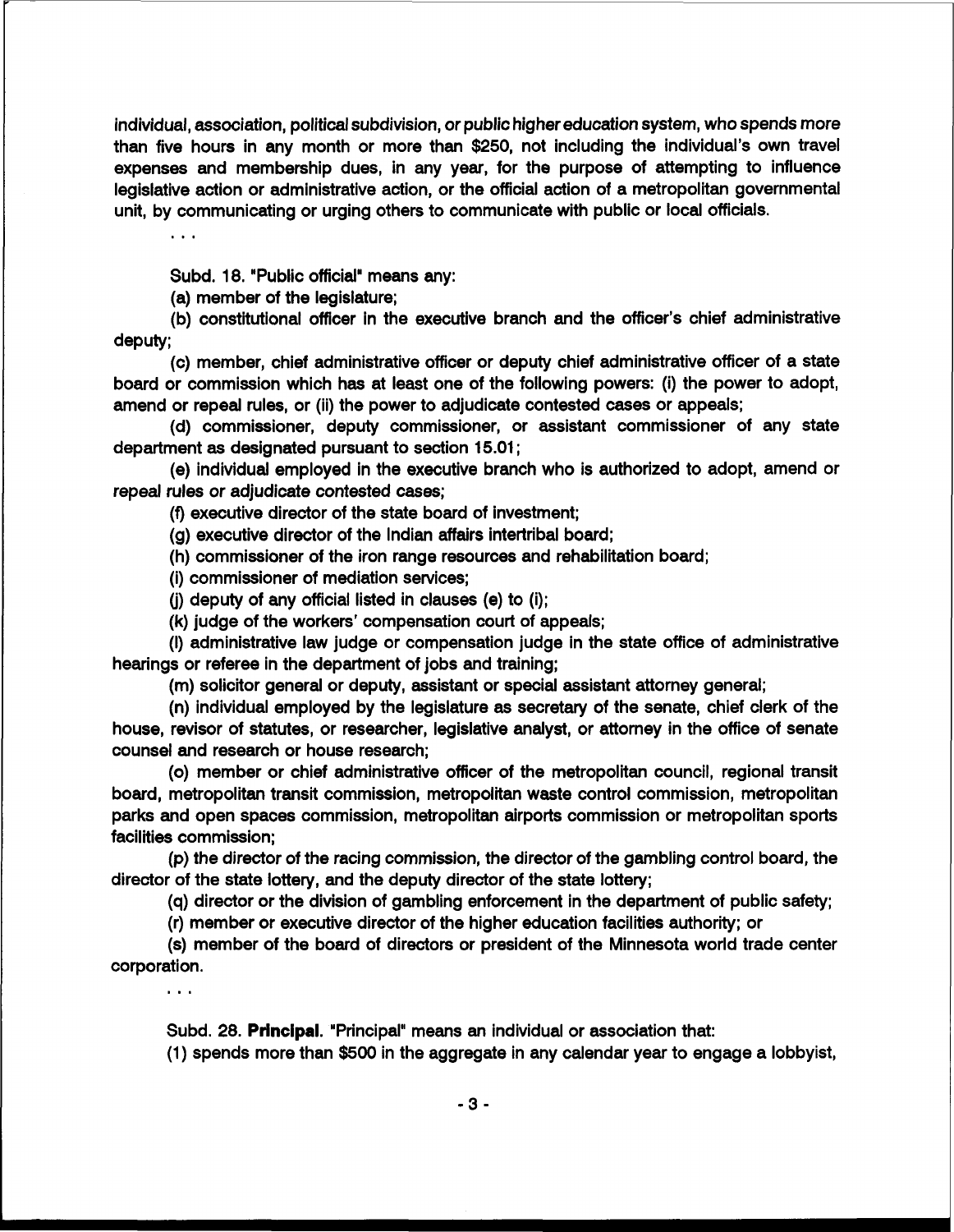individual, association, political subdivision, or public higher education system, who spends more than five hours in any month or more than $250, not including the individual's own travel expenses and membership dues, in any year, for the purpose of attempting to influence legislative action or administrative action, or the official action of a metropolitan governmental unit, by communicating or urging others to communicate with public or local officials.

. . .

Subd. 18. "Public official" means any:

(a) member of the legislature;

(b) constitutional officer in the executive branch and the officer's chief administrative deputy;

(c) member, chief administrative officer or deputy chief administrative officer of a state board or commission which has at least one of the following powers: (i) the power to adopt, amend or repeal rules, or (ii) the power to adjudicate contested cases or appeals;

(d) commissioner, deputy commissioner, or assistant commissioner of any state department as designated pursuant to section 15.01;

(e) individual employed in the executive branch who is authorized to adopt, amend or repeal rules or adjudicate contested cases;

(f) executive director of the state board of investment;

(g) executive director of the Indian affairs intertribal board;

(h) commissioner of the iron range resources and rehabilitation board;

(i) commissioner of mediation services;

(j) deputy of any official listed in clauses (e) to (i);

(k) judge of the workers' compensation court of appeals;

(l) administrative law judge or compensation judge in the state office of administrative hearings or referee in the department of jobs and training;

(m) solicitor general or deputy, assistant or special assistant attorney general;

(n) individual employed by the legislature as secretary of the senate, chief clerk of the house, revisor of statutes, or researcher, legislative analyst, or attorney in the office of senate counsel and research or house research;

(o) member or chief administrative officer of the metropolitan council, regional transit board, metropolitan transit commission, metropolitan waste control commission, metropolitan parks and open spaces commission, metropolitan airports commission or metropolitan sports facilities commission;

(p) the director of the racing commission, the director of the gambling control board, the director of the state lottery, and the deputy director of the state lottery;

(q) director or the division of gambling enforcement in the department of public safety;

(r) member or executive director of the higher education facilities authority; or

(s) member of the board of directors or president of the Minnesota world trade center corporation.

. . .

Subd. 28. **Principal.** "Principal" means an individual or association that:

(1) spends more than $500 in the aggregate in any calendar year to engage a lobbyist,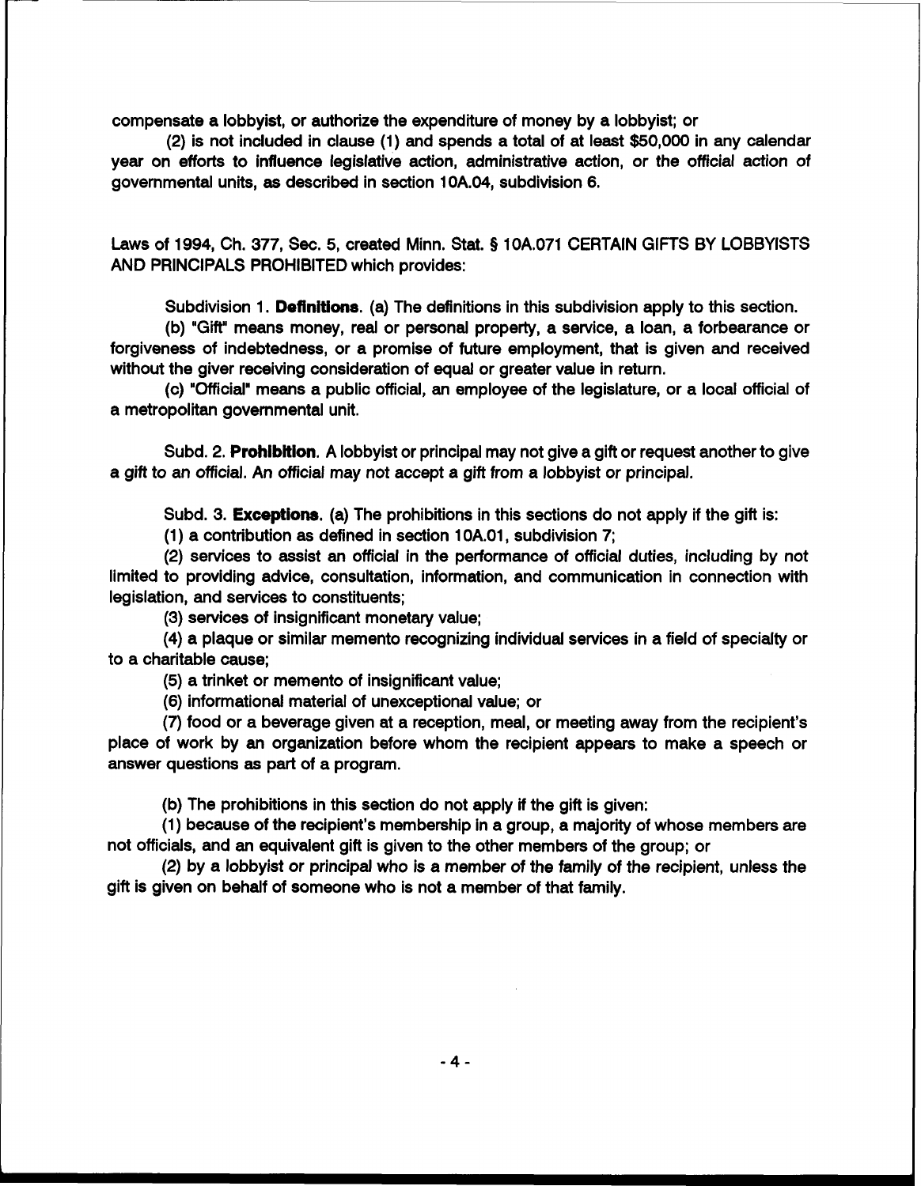compensate a lobbyist, or authorize the expenditure of money by a lobbyist; or

(2) is not included in clause (1) and spends a total of at least $50,000 in any calendar year on efforts to influence legislative action, administrative action, or the official action of governmental units, as described in section 10A.04, subdivision 6.

Laws of 1994, Ch. 377, Sec. 5, created Minn. Stat. § 10A.071 CERTAIN GIFTS BY LOBBYISTS AND PRINCIPALS PROHIBITED which provides:

Subdivision 1. **Definitions**. (a) The definitions in this subdivision apply to this section.

(b) "Gift" means money, real or personal property, a service, a loan, a forbearance or forgiveness of indebtedness, or a promise of future employment, that is given and received without the giver receiving consideration of equal or greater value in return.

(c) "Official" means a public official, an employee of the legislature, or a local official of a metropolitan governmental unit.

Subd. 2. **Prohibition**. A lobbyist or principal may not give a gift or request another to give a gift to an official. An official may not accept a gift from a lobbyist or principal.

Subd. 3. **Exceptions**. (a) The prohibitions in this sections do not apply if the gift is:

(1) a contribution as defined in section 10A.01, subdivision 7;

(2) services to assist an official in the performance of official duties, including by not limited to providing advice, consultation, information, and communication in connection with legislation, and services to constituents;

(3) services of insignificant monetary value;

(4) a plaque or similar memento recognizing individual services in a field of specialty or to a charitable cause;

(5) a trinket or memento of insignificant value;

(6) informational material of unexceptional value; or

(7) food or a beverage given at a reception, meal, or meeting away from the recipient's place of work by an organization before whom the recipient appears to make a speech or answer questions as part of a program.

(b) The prohibitions in this section do not apply if the gift is given:

(1) because of the recipient's membership in a group, a majority of whose members are not officials, and an equivalent gift is given to the other members of the group; or

(2) by a lobbyist or principal who is a member of the family of the recipient, unless the gift is given on behalf of someone who is not a member of that family.